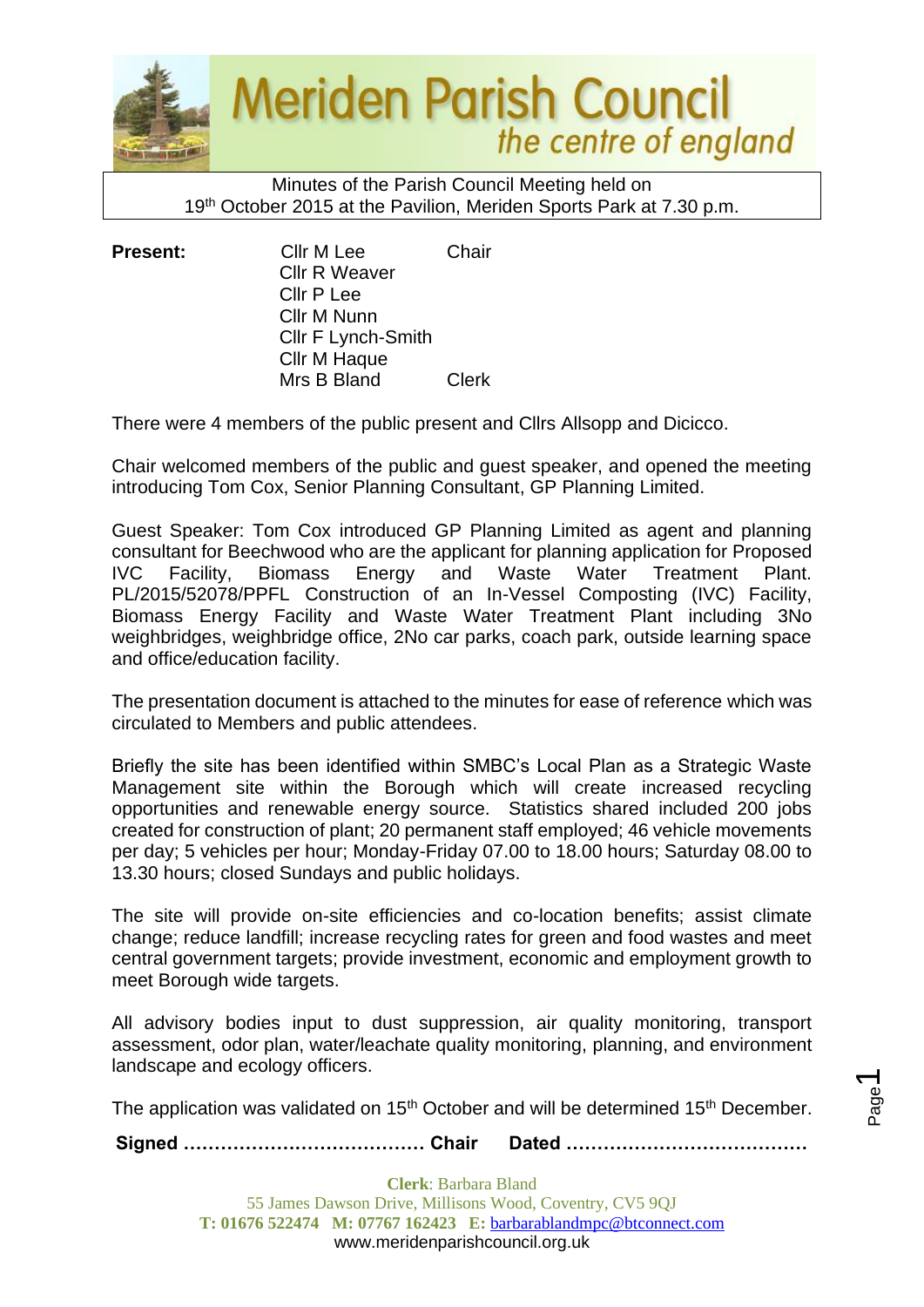# Meriden Parish Council
*the centre of england*

Minutes of the Parish Council Meeting held on
19th October 2015 at the Pavilion, Meriden Sports Park at 7.30 p.m.

**Present:**

| | |
|---|---|
| Cllr M Lee | Chair |
| Cllr R Weaver | |
| Cllr P Lee | |
| Cllr M Nunn | |
| Cllr F Lynch-Smith | |
| Cllr M Haque | |
| Mrs B Bland | Clerk |

There were 4 members of the public present and Cllrs Allsopp and Dicicco.

Chair welcomed members of the public and guest speaker, and opened the meeting introducing Tom Cox, Senior Planning Consultant, GP Planning Limited.

Guest Speaker: Tom Cox introduced GP Planning Limited as agent and planning consultant for Beechwood who are the applicant for planning application for Proposed IVC Facility, Biomass Energy and Waste Water Treatment Plant. PL/2015/52078/PPFL Construction of an In-Vessel Composting (IVC) Facility, Biomass Energy Facility and Waste Water Treatment Plant including 3No weighbridges, weighbridge office, 2No car parks, coach park, outside learning space and office/education facility.

The presentation document is attached to the minutes for ease of reference which was circulated to Members and public attendees.

Briefly the site has been identified within SMBC's Local Plan as a Strategic Waste Management site within the Borough which will create increased recycling opportunities and renewable energy source. Statistics shared included 200 jobs created for construction of plant; 20 permanent staff employed; 46 vehicle movements per day; 5 vehicles per hour; Monday-Friday 07.00 to 18.00 hours; Saturday 08.00 to 13.30 hours; closed Sundays and public holidays.

The site will provide on-site efficiencies and co-location benefits; assist climate change; reduce landfill; increase recycling rates for green and food wastes and meet central government targets; provide investment, economic and employment growth to meet Borough wide targets.

All advisory bodies input to dust suppression, air quality monitoring, transport assessment, odor plan, water/leachate quality monitoring, planning, and environment landscape and ecology officers.

The application was validated on 15th October and will be determined 15th December.

**Signed ………………………………… Chair Dated …………………………………**

**Clerk**: Barbara Bland
55 James Dawson Drive, Millisons Wood, Coventry, CV5 9QJ
**T: 01676 522474 M: 07767 162423 E:** barbarablandmpc@btconnect.com
www.meridenparishcouncil.org.uk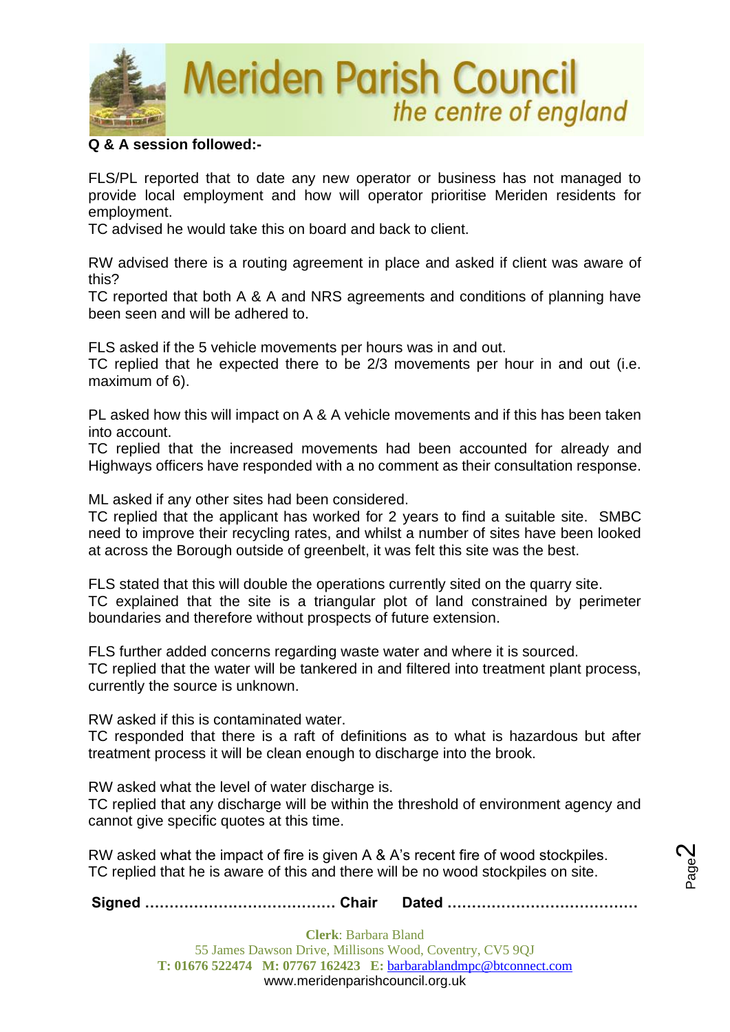**Q & A session followed:-**

FLS/PL reported that to date any new operator or business has not managed to provide local employment and how will operator prioritise Meriden residents for employment.
TC advised he would take this on board and back to client.

RW advised there is a routing agreement in place and asked if client was aware of this?
TC reported that both A & A and NRS agreements and conditions of planning have been seen and will be adhered to.

FLS asked if the 5 vehicle movements per hours was in and out.
TC replied that he expected there to be 2/3 movements per hour in and out (i.e. maximum of 6).

PL asked how this will impact on A & A vehicle movements and if this has been taken into account.
TC replied that the increased movements had been accounted for already and Highways officers have responded with a no comment as their consultation response.

ML asked if any other sites had been considered.
TC replied that the applicant has worked for 2 years to find a suitable site. SMBC need to improve their recycling rates, and whilst a number of sites have been looked at across the Borough outside of greenbelt, it was felt this site was the best.

FLS stated that this will double the operations currently sited on the quarry site.
TC explained that the site is a triangular plot of land constrained by perimeter boundaries and therefore without prospects of future extension.

FLS further added concerns regarding waste water and where it is sourced.
TC replied that the water will be tankered in and filtered into treatment plant process, currently the source is unknown.

RW asked if this is contaminated water.
TC responded that there is a raft of definitions as to what is hazardous but after treatment process it will be clean enough to discharge into the brook.

RW asked what the level of water discharge is.
TC replied that any discharge will be within the threshold of environment agency and cannot give specific quotes at this time.

RW asked what the impact of fire is given A & A's recent fire of wood stockpiles.
TC replied that he is aware of this and there will be no wood stockpiles on site.

**Signed ………………………………… Chair  Dated …………………………………**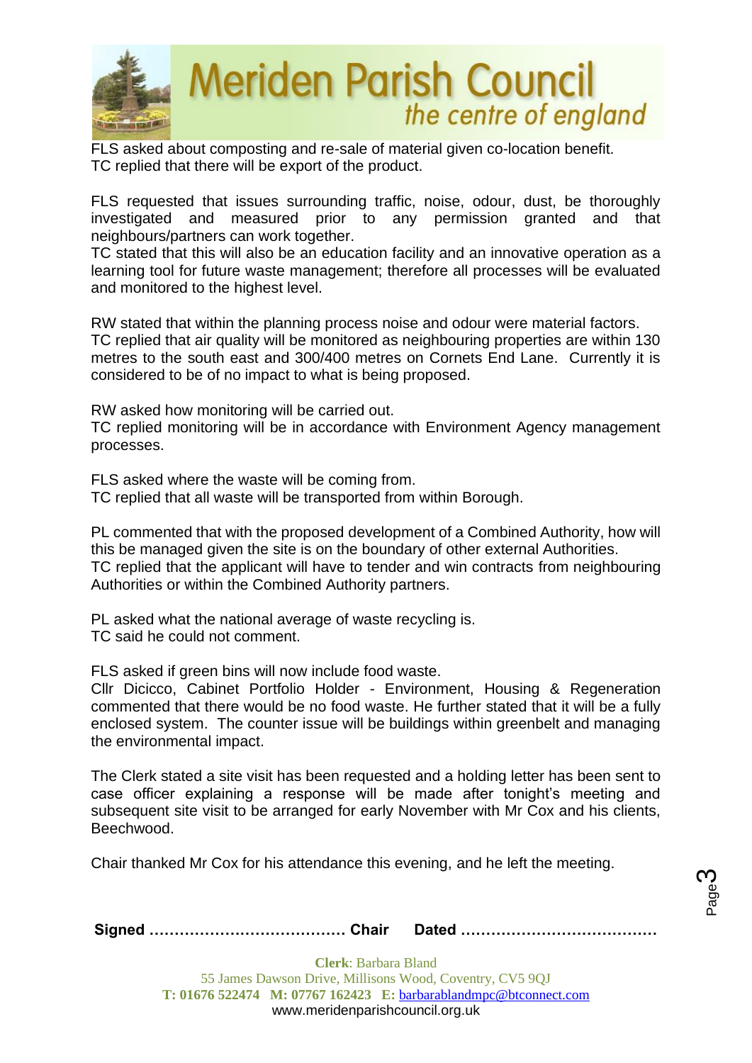FLS asked about composting and re-sale of material given co-location benefit.
TC replied that there will be export of the product.

FLS requested that issues surrounding traffic, noise, odour, dust, be thoroughly investigated and measured prior to any permission granted and that neighbours/partners can work together.
TC stated that this will also be an education facility and an innovative operation as a learning tool for future waste management; therefore all processes will be evaluated and monitored to the highest level.

RW stated that within the planning process noise and odour were material factors.
TC replied that air quality will be monitored as neighbouring properties are within 130 metres to the south east and 300/400 metres on Cornets End Lane. Currently it is considered to be of no impact to what is being proposed.

RW asked how monitoring will be carried out.
TC replied monitoring will be in accordance with Environment Agency management processes.

FLS asked where the waste will be coming from.
TC replied that all waste will be transported from within Borough.

PL commented that with the proposed development of a Combined Authority, how will this be managed given the site is on the boundary of other external Authorities.
TC replied that the applicant will have to tender and win contracts from neighbouring Authorities or within the Combined Authority partners.

PL asked what the national average of waste recycling is.
TC said he could not comment.

FLS asked if green bins will now include food waste.
Cllr Dicicco, Cabinet Portfolio Holder - Environment, Housing & Regeneration commented that there would be no food waste. He further stated that it will be a fully enclosed system. The counter issue will be buildings within greenbelt and managing the environmental impact.

The Clerk stated a site visit has been requested and a holding letter has been sent to case officer explaining a response will be made after tonight's meeting and subsequent site visit to be arranged for early November with Mr Cox and his clients, Beechwood.

Chair thanked Mr Cox for his attendance this evening, and he left the meeting.

**Signed ………………………………… Chair Dated …………………………………**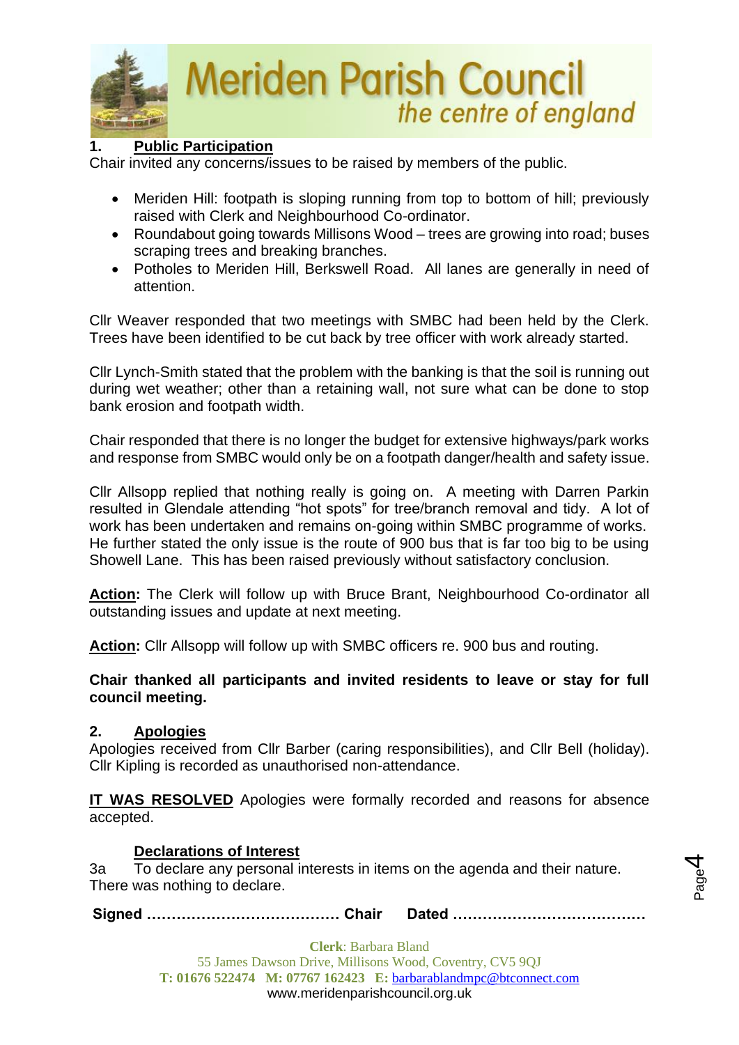## 1. Public Participation

Chair invited any concerns/issues to be raised by members of the public.

- Meriden Hill: footpath is sloping running from top to bottom of hill; previously raised with Clerk and Neighbourhood Co-ordinator.
- Roundabout going towards Millisons Wood – trees are growing into road; buses scraping trees and breaking branches.
- Potholes to Meriden Hill, Berkswell Road. All lanes are generally in need of attention.

Cllr Weaver responded that two meetings with SMBC had been held by the Clerk. Trees have been identified to be cut back by tree officer with work already started.

Cllr Lynch-Smith stated that the problem with the banking is that the soil is running out during wet weather; other than a retaining wall, not sure what can be done to stop bank erosion and footpath width.

Chair responded that there is no longer the budget for extensive highways/park works and response from SMBC would only be on a footpath danger/health and safety issue.

Cllr Allsopp replied that nothing really is going on. A meeting with Darren Parkin resulted in Glendale attending "hot spots" for tree/branch removal and tidy. A lot of work has been undertaken and remains on-going within SMBC programme of works. He further stated the only issue is the route of 900 bus that is far too big to be using Showell Lane. This has been raised previously without satisfactory conclusion.

**Action:** The Clerk will follow up with Bruce Brant, Neighbourhood Co-ordinator all outstanding issues and update at next meeting.

**Action:** Cllr Allsopp will follow up with SMBC officers re. 900 bus and routing.

**Chair thanked all participants and invited residents to leave or stay for full council meeting.**

## 2. Apologies

Apologies received from Cllr Barber (caring responsibilities), and Cllr Bell (holiday). Cllr Kipling is recorded as unauthorised non-attendance.

**IT WAS RESOLVED** Apologies were formally recorded and reasons for absence accepted.

## Declarations of Interest

3a To declare any personal interests in items on the agenda and their nature.
There was nothing to declare.

**Signed ………………………………… Chair Dated …………………………………**

**Clerk**: Barbara Bland
55 James Dawson Drive, Millisons Wood, Coventry, CV5 9QJ
**T:** 01676 522474 **M:** 07767 162423 **E:** barbarablandmpc@btconnect.com
www.meridenparishcouncil.org.uk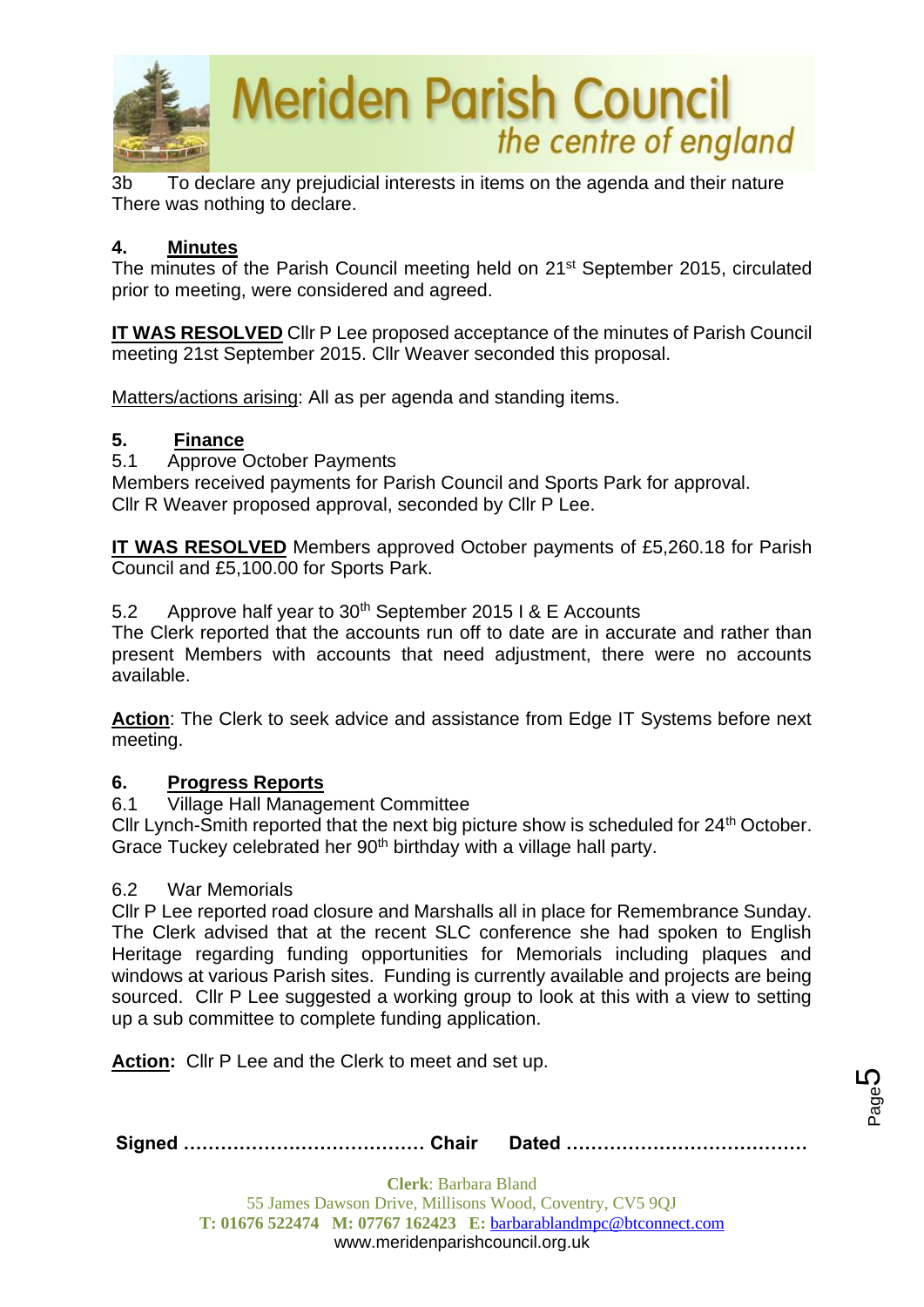3b To declare any prejudicial interests in items on the agenda and their nature
There was nothing to declare.

## 4. Minutes

The minutes of the Parish Council meeting held on 21st September 2015, circulated prior to meeting, were considered and agreed.

**IT WAS RESOLVED** Cllr P Lee proposed acceptance of the minutes of Parish Council meeting 21st September 2015. Cllr Weaver seconded this proposal.

Matters/actions arising: All as per agenda and standing items.

## 5. Finance

5.1 Approve October Payments

Members received payments for Parish Council and Sports Park for approval. Cllr R Weaver proposed approval, seconded by Cllr P Lee.

**IT WAS RESOLVED** Members approved October payments of £5,260.18 for Parish Council and £5,100.00 for Sports Park.

5.2 Approve half year to 30th September 2015 I & E Accounts

The Clerk reported that the accounts run off to date are in accurate and rather than present Members with accounts that need adjustment, there were no accounts available.

**Action**: The Clerk to seek advice and assistance from Edge IT Systems before next meeting.

## 6. Progress Reports

6.1 Village Hall Management Committee

Cllr Lynch-Smith reported that the next big picture show is scheduled for 24th October. Grace Tuckey celebrated her 90th birthday with a village hall party.

6.2 War Memorials

Cllr P Lee reported road closure and Marshalls all in place for Remembrance Sunday. The Clerk advised that at the recent SLC conference she had spoken to English Heritage regarding funding opportunities for Memorials including plaques and windows at various Parish sites. Funding is currently available and projects are being sourced. Cllr P Lee suggested a working group to look at this with a view to setting up a sub committee to complete funding application.

**Action:** Cllr P Lee and the Clerk to meet and set up.

**Signed ………………………………… Chair Dated …………………………………**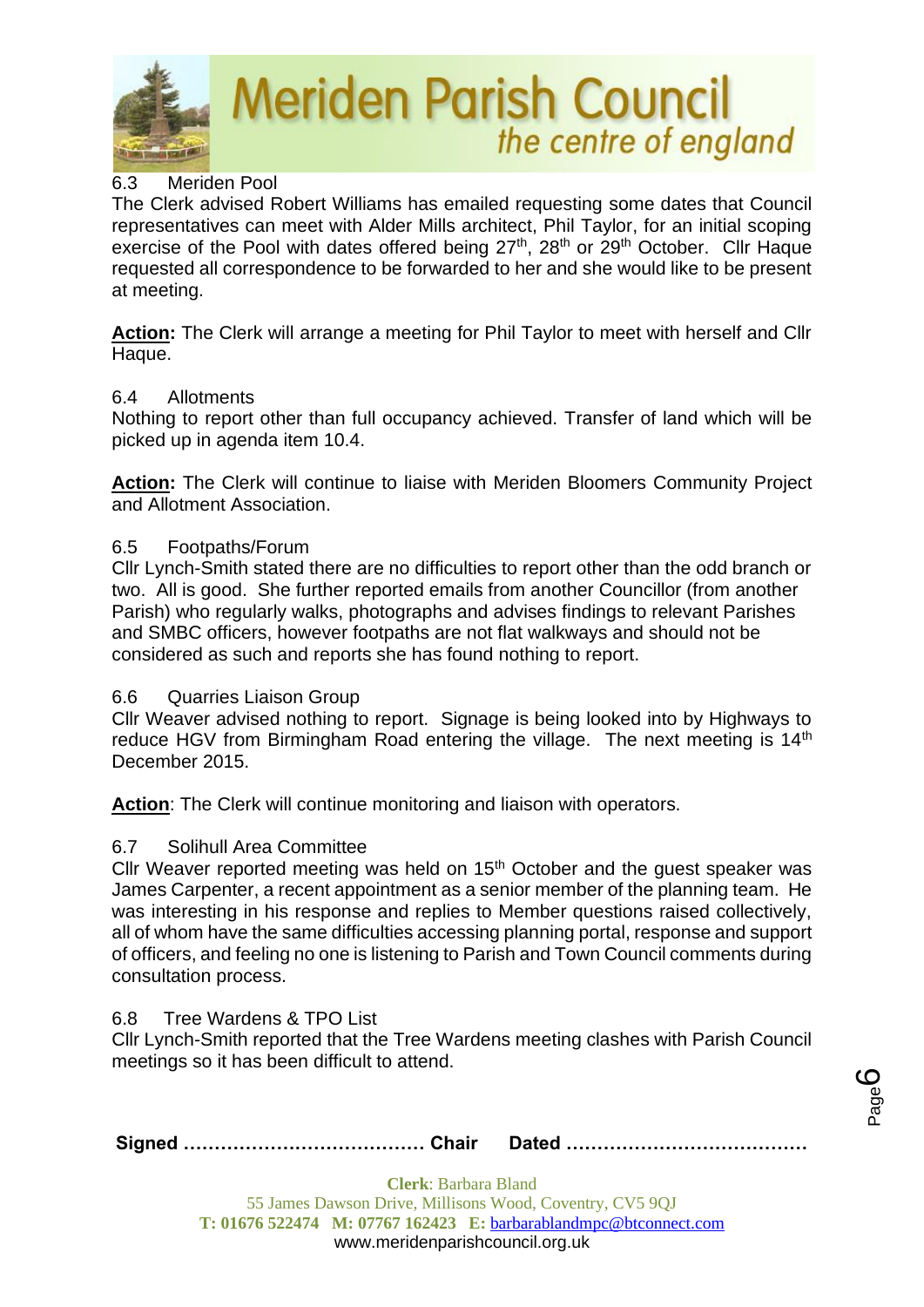6.3 Meriden Pool

The Clerk advised Robert Williams has emailed requesting some dates that Council representatives can meet with Alder Mills architect, Phil Taylor, for an initial scoping exercise of the Pool with dates offered being 27th, 28th or 29th October. Cllr Haque requested all correspondence to be forwarded to her and she would like to be present at meeting.

**Action:** The Clerk will arrange a meeting for Phil Taylor to meet with herself and Cllr Haque.

6.4 Allotments

Nothing to report other than full occupancy achieved. Transfer of land which will be picked up in agenda item 10.4.

**Action:** The Clerk will continue to liaise with Meriden Bloomers Community Project and Allotment Association.

6.5 Footpaths/Forum

Cllr Lynch-Smith stated there are no difficulties to report other than the odd branch or two. All is good. She further reported emails from another Councillor (from another Parish) who regularly walks, photographs and advises findings to relevant Parishes and SMBC officers, however footpaths are not flat walkways and should not be considered as such and reports she has found nothing to report.

6.6 Quarries Liaison Group

Cllr Weaver advised nothing to report. Signage is being looked into by Highways to reduce HGV from Birmingham Road entering the village. The next meeting is 14th December 2015.

**Action**: The Clerk will continue monitoring and liaison with operators.

6.7 Solihull Area Committee

Cllr Weaver reported meeting was held on 15th October and the guest speaker was James Carpenter, a recent appointment as a senior member of the planning team. He was interesting in his response and replies to Member questions raised collectively, all of whom have the same difficulties accessing planning portal, response and support of officers, and feeling no one is listening to Parish and Town Council comments during consultation process.

6.8 Tree Wardens & TPO List

Cllr Lynch-Smith reported that the Tree Wardens meeting clashes with Parish Council meetings so it has been difficult to attend.

**Signed ………………………………… Chair Dated …………………………………**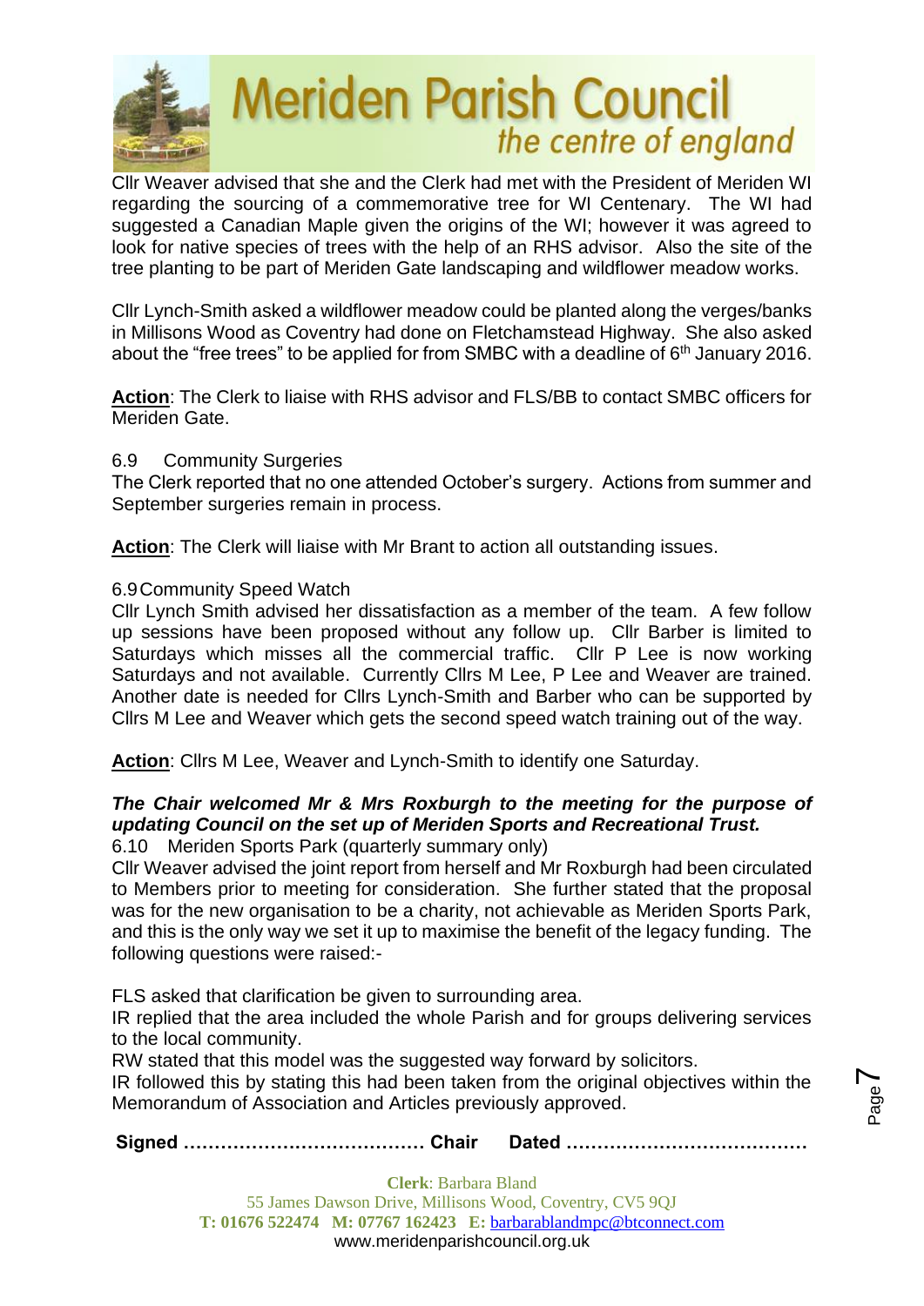Cllr Weaver advised that she and the Clerk had met with the President of Meriden WI regarding the sourcing of a commemorative tree for WI Centenary. The WI had suggested a Canadian Maple given the origins of the WI; however it was agreed to look for native species of trees with the help of an RHS advisor. Also the site of the tree planting to be part of Meriden Gate landscaping and wildflower meadow works.

Cllr Lynch-Smith asked a wildflower meadow could be planted along the verges/banks in Millisons Wood as Coventry had done on Fletchamstead Highway. She also asked about the "free trees" to be applied for from SMBC with a deadline of 6th January 2016.

**Action**: The Clerk to liaise with RHS advisor and FLS/BB to contact SMBC officers for Meriden Gate.

6.9 Community Surgeries

The Clerk reported that no one attended October's surgery. Actions from summer and September surgeries remain in process.

**Action**: The Clerk will liaise with Mr Brant to action all outstanding issues.

6.9 Community Speed Watch

Cllr Lynch Smith advised her dissatisfaction as a member of the team. A few follow up sessions have been proposed without any follow up. Cllr Barber is limited to Saturdays which misses all the commercial traffic. Cllr P Lee is now working Saturdays and not available. Currently Cllrs M Lee, P Lee and Weaver are trained. Another date is needed for Cllrs Lynch-Smith and Barber who can be supported by Cllrs M Lee and Weaver which gets the second speed watch training out of the way.

**Action**: Cllrs M Lee, Weaver and Lynch-Smith to identify one Saturday.

***The Chair welcomed Mr & Mrs Roxburgh to the meeting for the purpose of updating Council on the set up of Meriden Sports and Recreational Trust.***

6.10 Meriden Sports Park (quarterly summary only)

Cllr Weaver advised the joint report from herself and Mr Roxburgh had been circulated to Members prior to meeting for consideration. She further stated that the proposal was for the new organisation to be a charity, not achievable as Meriden Sports Park, and this is the only way we set it up to maximise the benefit of the legacy funding. The following questions were raised:-

FLS asked that clarification be given to surrounding area.
IR replied that the area included the whole Parish and for groups delivering services to the local community.
RW stated that this model was the suggested way forward by solicitors.
IR followed this by stating this had been taken from the original objectives within the Memorandum of Association and Articles previously approved.

**Signed ………………………………… Chair Dated …………………………………**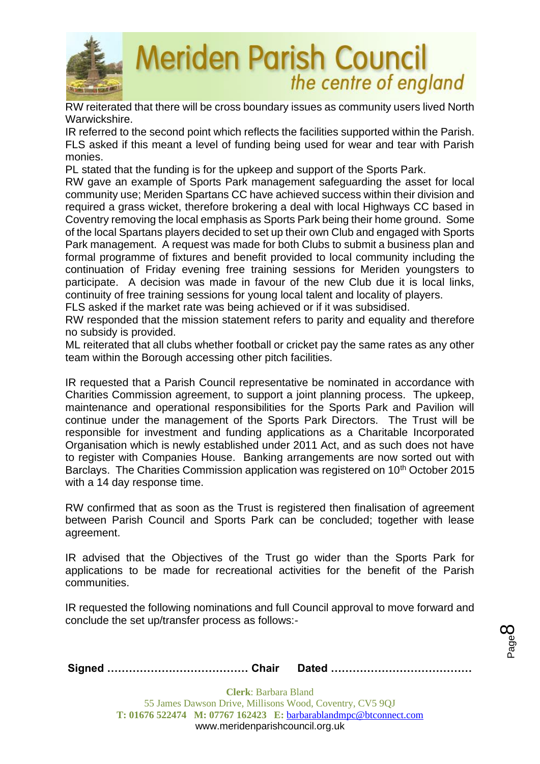RW reiterated that there will be cross boundary issues as community users lived North Warwickshire.

IR referred to the second point which reflects the facilities supported within the Parish.

FLS asked if this meant a level of funding being used for wear and tear with Parish monies.

PL stated that the funding is for the upkeep and support of the Sports Park.

RW gave an example of Sports Park management safeguarding the asset for local community use; Meriden Spartans CC have achieved success within their division and required a grass wicket, therefore brokering a deal with local Highways CC based in Coventry removing the local emphasis as Sports Park being their home ground. Some of the local Spartans players decided to set up their own Club and engaged with Sports Park management. A request was made for both Clubs to submit a business plan and formal programme of fixtures and benefit provided to local community including the continuation of Friday evening free training sessions for Meriden youngsters to participate. A decision was made in favour of the new Club due it is local links, continuity of free training sessions for young local talent and locality of players.

FLS asked if the market rate was being achieved or if it was subsidised.

RW responded that the mission statement refers to parity and equality and therefore no subsidy is provided.

ML reiterated that all clubs whether football or cricket pay the same rates as any other team within the Borough accessing other pitch facilities.

IR requested that a Parish Council representative be nominated in accordance with Charities Commission agreement, to support a joint planning process. The upkeep, maintenance and operational responsibilities for the Sports Park and Pavilion will continue under the management of the Sports Park Directors. The Trust will be responsible for investment and funding applications as a Charitable Incorporated Organisation which is newly established under 2011 Act, and as such does not have to register with Companies House. Banking arrangements are now sorted out with Barclays. The Charities Commission application was registered on 10th October 2015 with a 14 day response time.

RW confirmed that as soon as the Trust is registered then finalisation of agreement between Parish Council and Sports Park can be concluded; together with lease agreement.

IR advised that the Objectives of the Trust go wider than the Sports Park for applications to be made for recreational activities for the benefit of the Parish communities.

IR requested the following nominations and full Council approval to move forward and conclude the set up/transfer process as follows:-

**Signed ………………………………… Chair Dated …………………………………**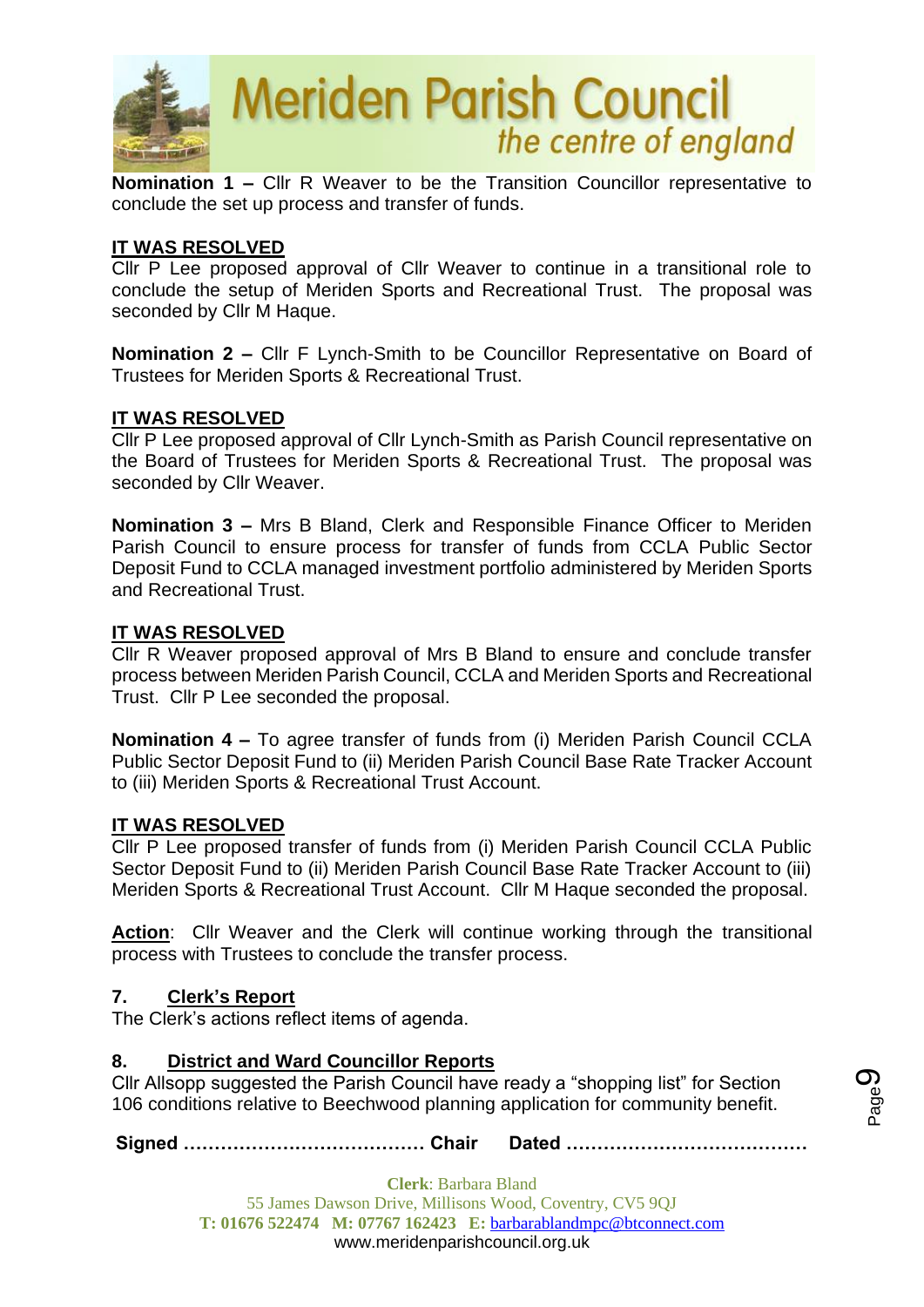**Nomination 1 –** Cllr R Weaver to be the Transition Councillor representative to conclude the set up process and transfer of funds.

**IT WAS RESOLVED**
Cllr P Lee proposed approval of Cllr Weaver to continue in a transitional role to conclude the setup of Meriden Sports and Recreational Trust. The proposal was seconded by Cllr M Haque.

**Nomination 2 –** Cllr F Lynch-Smith to be Councillor Representative on Board of Trustees for Meriden Sports & Recreational Trust.

**IT WAS RESOLVED**
Cllr P Lee proposed approval of Cllr Lynch-Smith as Parish Council representative on the Board of Trustees for Meriden Sports & Recreational Trust. The proposal was seconded by Cllr Weaver.

**Nomination 3 –** Mrs B Bland, Clerk and Responsible Finance Officer to Meriden Parish Council to ensure process for transfer of funds from CCLA Public Sector Deposit Fund to CCLA managed investment portfolio administered by Meriden Sports and Recreational Trust.

**IT WAS RESOLVED**
Cllr R Weaver proposed approval of Mrs B Bland to ensure and conclude transfer process between Meriden Parish Council, CCLA and Meriden Sports and Recreational Trust. Cllr P Lee seconded the proposal.

**Nomination 4 –** To agree transfer of funds from (i) Meriden Parish Council CCLA Public Sector Deposit Fund to (ii) Meriden Parish Council Base Rate Tracker Account to (iii) Meriden Sports & Recreational Trust Account.

**IT WAS RESOLVED**
Cllr P Lee proposed transfer of funds from (i) Meriden Parish Council CCLA Public Sector Deposit Fund to (ii) Meriden Parish Council Base Rate Tracker Account to (iii) Meriden Sports & Recreational Trust Account. Cllr M Haque seconded the proposal.

**Action**: Cllr Weaver and the Clerk will continue working through the transitional process with Trustees to conclude the transfer process.

## 7. Clerk's Report

The Clerk's actions reflect items of agenda.

## 8. District and Ward Councillor Reports

Cllr Allsopp suggested the Parish Council have ready a "shopping list" for Section 106 conditions relative to Beechwood planning application for community benefit.

**Signed ………………………………… Chair Dated …………………………………**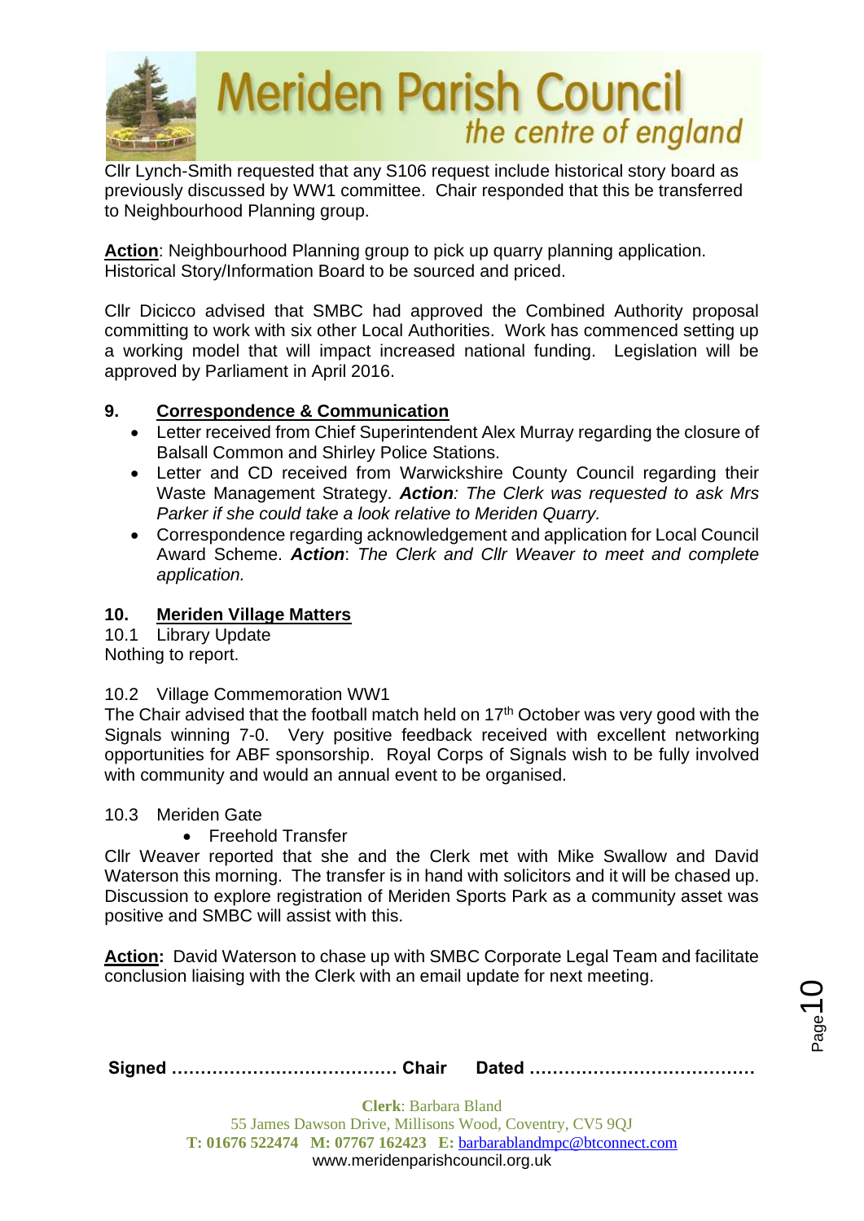Cllr Lynch-Smith requested that any S106 request include historical story board as previously discussed by WW1 committee. Chair responded that this be transferred to Neighbourhood Planning group.

**Action**: Neighbourhood Planning group to pick up quarry planning application. Historical Story/Information Board to be sourced and priced.

Cllr Dicicco advised that SMBC had approved the Combined Authority proposal committing to work with six other Local Authorities. Work has commenced setting up a working model that will impact increased national funding. Legislation will be approved by Parliament in April 2016.

## 9. Correspondence & Communication

- Letter received from Chief Superintendent Alex Murray regarding the closure of Balsall Common and Shirley Police Stations.
- Letter and CD received from Warwickshire County Council regarding their Waste Management Strategy. ***Action****: The Clerk was requested to ask Mrs Parker if she could take a look relative to Meriden Quarry.*
- Correspondence regarding acknowledgement and application for Local Council Award Scheme. ***Action***: *The Clerk and Cllr Weaver to meet and complete application.*

## 10. Meriden Village Matters

10.1 Library Update

Nothing to report.

10.2 Village Commemoration WW1

The Chair advised that the football match held on 17th October was very good with the Signals winning 7-0. Very positive feedback received with excellent networking opportunities for ABF sponsorship. Royal Corps of Signals wish to be fully involved with community and would an annual event to be organised.

10.3 Meriden Gate

- Freehold Transfer

Cllr Weaver reported that she and the Clerk met with Mike Swallow and David Waterson this morning. The transfer is in hand with solicitors and it will be chased up. Discussion to explore registration of Meriden Sports Park as a community asset was positive and SMBC will assist with this.

**Action:** David Waterson to chase up with SMBC Corporate Legal Team and facilitate conclusion liaising with the Clerk with an email update for next meeting.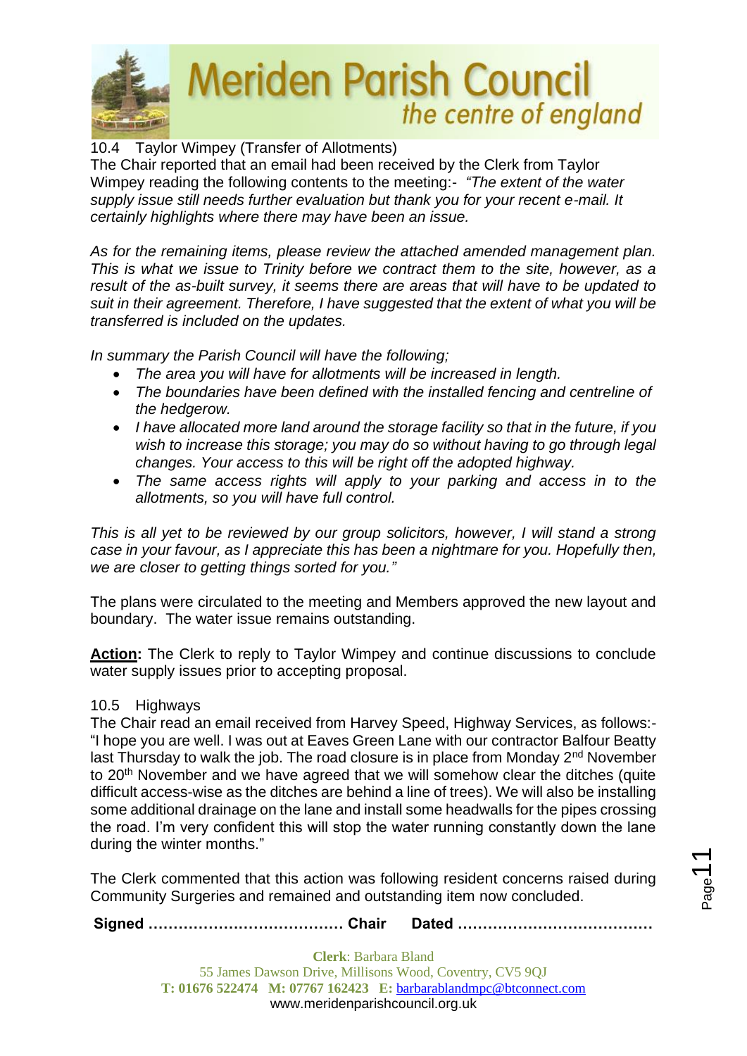10.4 Taylor Wimpey (Transfer of Allotments)

The Chair reported that an email had been received by the Clerk from Taylor Wimpey reading the following contents to the meeting:- *"The extent of the water supply issue still needs further evaluation but thank you for your recent e-mail. It certainly highlights where there may have been an issue.*

*As for the remaining items, please review the attached amended management plan. This is what we issue to Trinity before we contract them to the site, however, as a result of the as-built survey, it seems there are areas that will have to be updated to suit in their agreement. Therefore, I have suggested that the extent of what you will be transferred is included on the updates.*

*In summary the Parish Council will have the following;*

- *The area you will have for allotments will be increased in length.*
- *The boundaries have been defined with the installed fencing and centreline of the hedgerow.*
- *I have allocated more land around the storage facility so that in the future, if you wish to increase this storage; you may do so without having to go through legal changes. Your access to this will be right off the adopted highway.*
- *The same access rights will apply to your parking and access in to the allotments, so you will have full control.*

*This is all yet to be reviewed by our group solicitors, however, I will stand a strong case in your favour, as I appreciate this has been a nightmare for you. Hopefully then, we are closer to getting things sorted for you."*

The plans were circulated to the meeting and Members approved the new layout and boundary. The water issue remains outstanding.

**Action:** The Clerk to reply to Taylor Wimpey and continue discussions to conclude water supply issues prior to accepting proposal.

10.5 Highways

The Chair read an email received from Harvey Speed, Highway Services, as follows:- "I hope you are well. I was out at Eaves Green Lane with our contractor Balfour Beatty last Thursday to walk the job. The road closure is in place from Monday 2nd November to 20th November and we have agreed that we will somehow clear the ditches (quite difficult access-wise as the ditches are behind a line of trees). We will also be installing some additional drainage on the lane and install some headwalls for the pipes crossing the road. I'm very confident this will stop the water running constantly down the lane during the winter months."

The Clerk commented that this action was following resident concerns raised during Community Surgeries and remained and outstanding item now concluded.

**Signed ………………………………… Chair Dated …………………………………**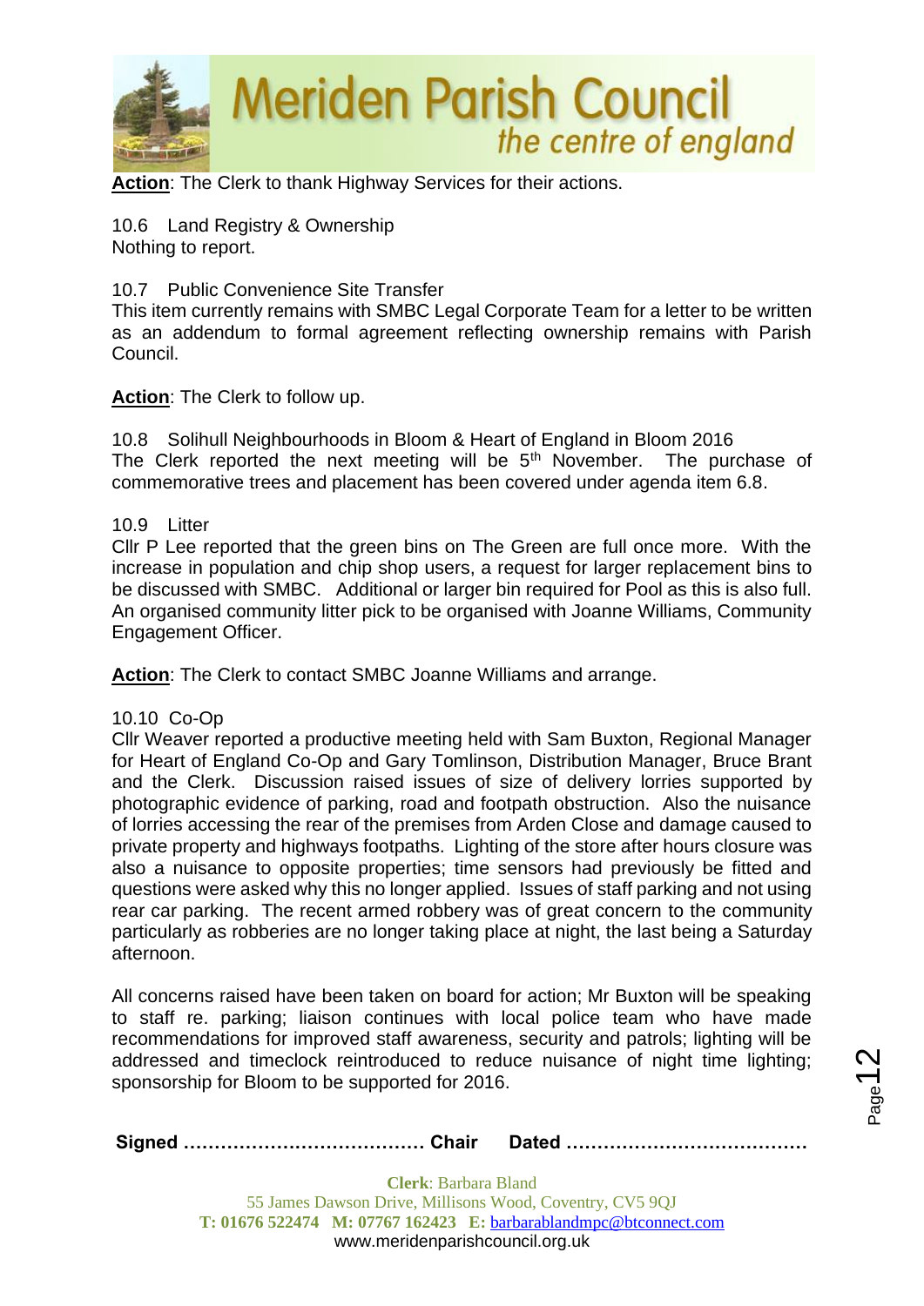**Action**: The Clerk to thank Highway Services for their actions.

10.6 Land Registry & Ownership
Nothing to report.

10.7 Public Convenience Site Transfer
This item currently remains with SMBC Legal Corporate Team for a letter to be written as an addendum to formal agreement reflecting ownership remains with Parish Council.

**Action**: The Clerk to follow up.

10.8 Solihull Neighbourhoods in Bloom & Heart of England in Bloom 2016
The Clerk reported the next meeting will be 5th November. The purchase of commemorative trees and placement has been covered under agenda item 6.8.

10.9 Litter
Cllr P Lee reported that the green bins on The Green are full once more. With the increase in population and chip shop users, a request for larger replacement bins to be discussed with SMBC. Additional or larger bin required for Pool as this is also full. An organised community litter pick to be organised with Joanne Williams, Community Engagement Officer.

**Action**: The Clerk to contact SMBC Joanne Williams and arrange.

10.10 Co-Op
Cllr Weaver reported a productive meeting held with Sam Buxton, Regional Manager for Heart of England Co-Op and Gary Tomlinson, Distribution Manager, Bruce Brant and the Clerk. Discussion raised issues of size of delivery lorries supported by photographic evidence of parking, road and footpath obstruction. Also the nuisance of lorries accessing the rear of the premises from Arden Close and damage caused to private property and highways footpaths. Lighting of the store after hours closure was also a nuisance to opposite properties; time sensors had previously be fitted and questions were asked why this no longer applied. Issues of staff parking and not using rear car parking. The recent armed robbery was of great concern to the community particularly as robberies are no longer taking place at night, the last being a Saturday afternoon.

All concerns raised have been taken on board for action; Mr Buxton will be speaking to staff re. parking; liaison continues with local police team who have made recommendations for improved staff awareness, security and patrols; lighting will be addressed and timeclock reintroduced to reduce nuisance of night time lighting; sponsorship for Bloom to be supported for 2016.

**Signed ………………………………… Chair Dated …………………………………**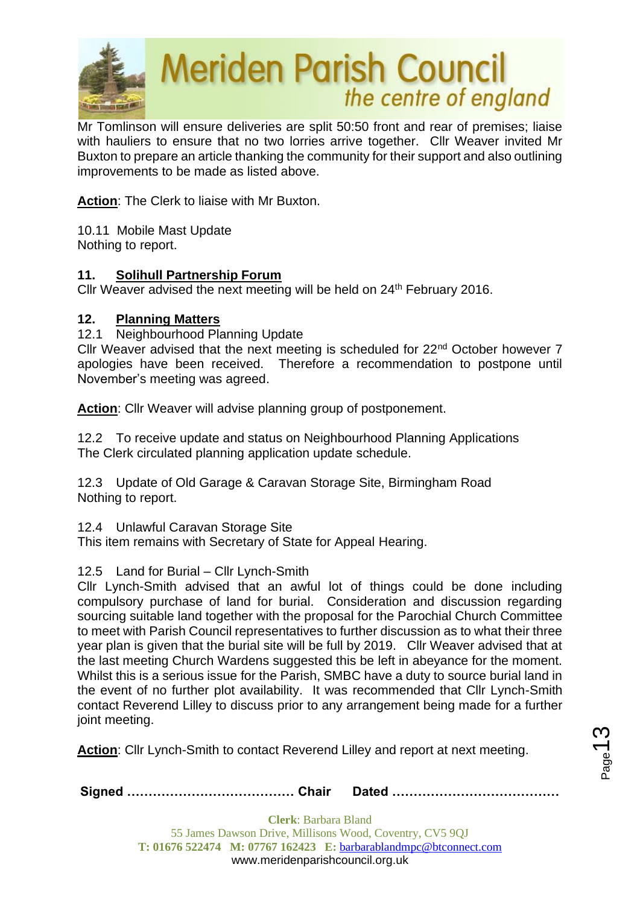Mr Tomlinson will ensure deliveries are split 50:50 front and rear of premises; liaise with hauliers to ensure that no two lorries arrive together. Cllr Weaver invited Mr Buxton to prepare an article thanking the community for their support and also outlining improvements to be made as listed above.

**Action**: The Clerk to liaise with Mr Buxton.

10.11 Mobile Mast Update
Nothing to report.

## 11. Solihull Partnership Forum

Cllr Weaver advised the next meeting will be held on 24th February 2016.

## 12. Planning Matters

12.1 Neighbourhood Planning Update
Cllr Weaver advised that the next meeting is scheduled for 22nd October however 7 apologies have been received. Therefore a recommendation to postpone until November's meeting was agreed.

**Action**: Cllr Weaver will advise planning group of postponement.

12.2 To receive update and status on Neighbourhood Planning Applications
The Clerk circulated planning application update schedule.

12.3 Update of Old Garage & Caravan Storage Site, Birmingham Road
Nothing to report.

12.4 Unlawful Caravan Storage Site
This item remains with Secretary of State for Appeal Hearing.

12.5 Land for Burial – Cllr Lynch-Smith
Cllr Lynch-Smith advised that an awful lot of things could be done including compulsory purchase of land for burial. Consideration and discussion regarding sourcing suitable land together with the proposal for the Parochial Church Committee to meet with Parish Council representatives to further discussion as to what their three year plan is given that the burial site will be full by 2019. Cllr Weaver advised that at the last meeting Church Wardens suggested this be left in abeyance for the moment. Whilst this is a serious issue for the Parish, SMBC have a duty to source burial land in the event of no further plot availability. It was recommended that Cllr Lynch-Smith contact Reverend Lilley to discuss prior to any arrangement being made for a further joint meeting.

**Action**: Cllr Lynch-Smith to contact Reverend Lilley and report at next meeting.

**Signed ………………………………… Chair Dated …………………………………**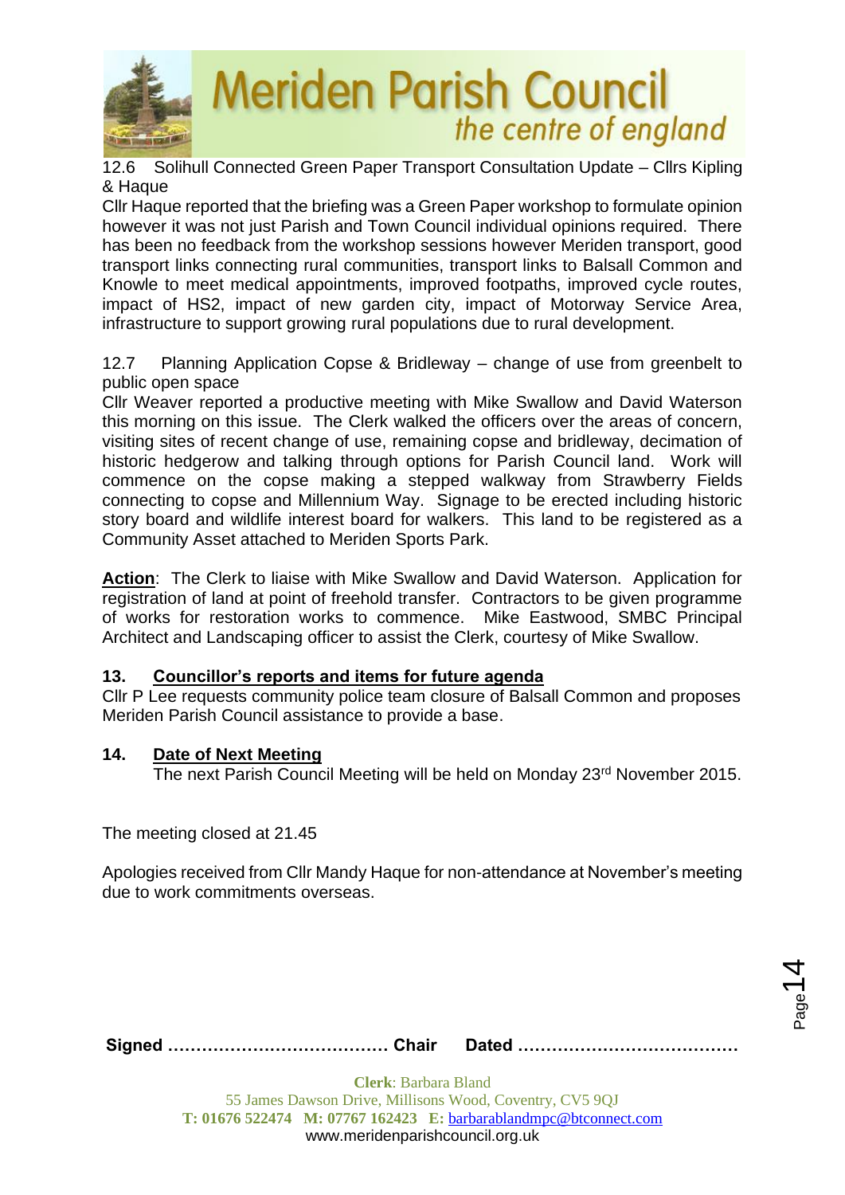12.6 Solihull Connected Green Paper Transport Consultation Update – Cllrs Kipling & Haque

Cllr Haque reported that the briefing was a Green Paper workshop to formulate opinion however it was not just Parish and Town Council individual opinions required. There has been no feedback from the workshop sessions however Meriden transport, good transport links connecting rural communities, transport links to Balsall Common and Knowle to meet medical appointments, improved footpaths, improved cycle routes, impact of HS2, impact of new garden city, impact of Motorway Service Area, infrastructure to support growing rural populations due to rural development.

12.7 Planning Application Copse & Bridleway – change of use from greenbelt to public open space

Cllr Weaver reported a productive meeting with Mike Swallow and David Waterson this morning on this issue. The Clerk walked the officers over the areas of concern, visiting sites of recent change of use, remaining copse and bridleway, decimation of historic hedgerow and talking through options for Parish Council land. Work will commence on the copse making a stepped walkway from Strawberry Fields connecting to copse and Millennium Way. Signage to be erected including historic story board and wildlife interest board for walkers. This land to be registered as a Community Asset attached to Meriden Sports Park.

**Action**: The Clerk to liaise with Mike Swallow and David Waterson. Application for registration of land at point of freehold transfer. Contractors to be given programme of works for restoration works to commence. Mike Eastwood, SMBC Principal Architect and Landscaping officer to assist the Clerk, courtesy of Mike Swallow.

## 13. Councillor's reports and items for future agenda

Cllr P Lee requests community police team closure of Balsall Common and proposes Meriden Parish Council assistance to provide a base.

## 14. Date of Next Meeting

The next Parish Council Meeting will be held on Monday 23rd November 2015.

The meeting closed at 21.45

Apologies received from Cllr Mandy Haque for non-attendance at November's meeting due to work commitments overseas.

**Signed ………………………………… Chair Dated …………………………………**